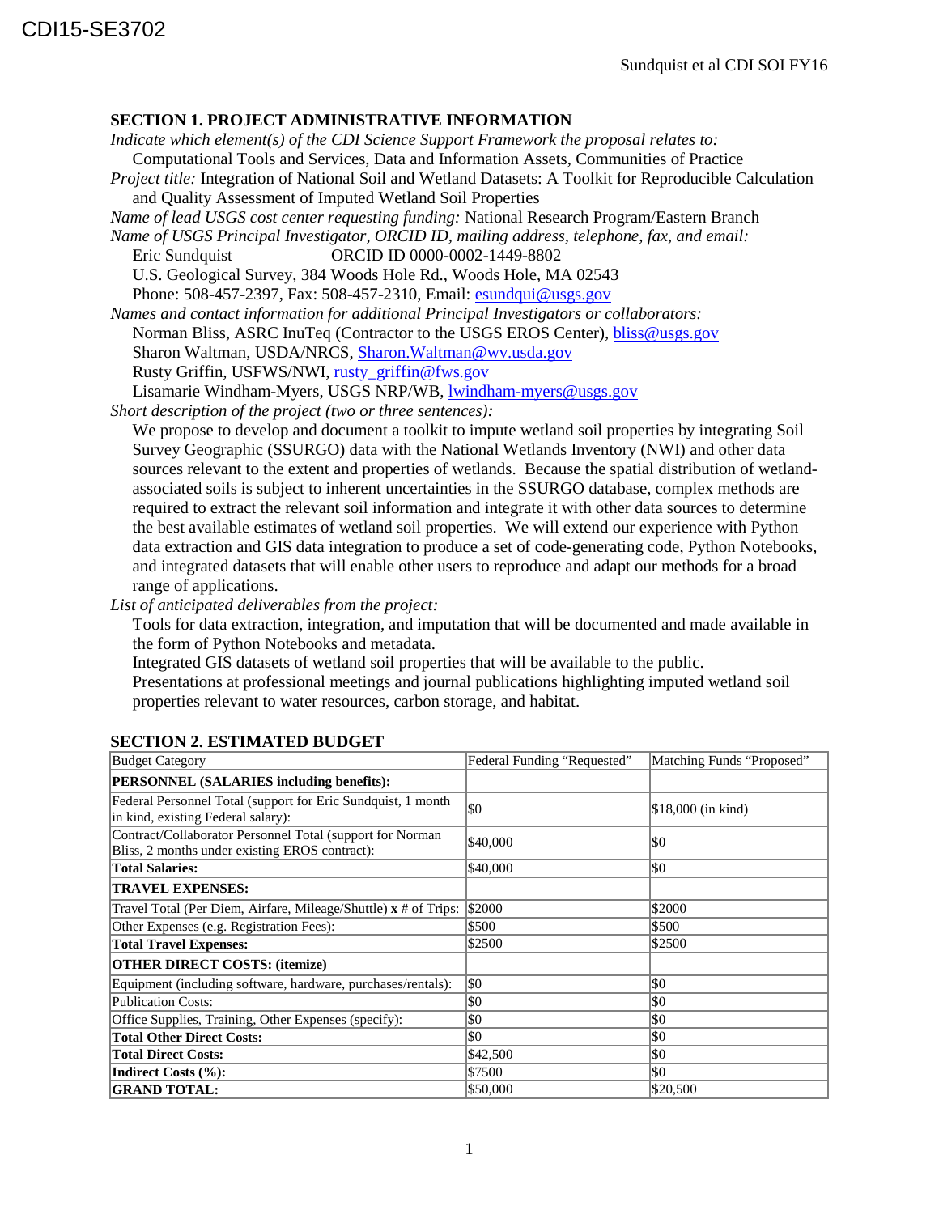CDI15-SE3702

## SECTION 1. PROJECT ADMINISTRATIVE INFORMATION

*Indicate which element(s) of the CDI Science Support Framework the proposal relates to:*
Computational Tools and Services, Data and Information Assets, Communities of Practice

*Project title:* Integration of National Soil and Wetland Datasets: A Toolkit for Reproducible Calculation and Quality Assessment of Imputed Wetland Soil Properties

*Name of lead USGS cost center requesting funding:* National Research Program/Eastern Branch

*Name of USGS Principal Investigator, ORCID ID, mailing address, telephone, fax, and email:*
Eric Sundquist ORCID ID 0000-0002-1449-8802
U.S. Geological Survey, 384 Woods Hole Rd., Woods Hole, MA 02543
Phone: 508-457-2397, Fax: 508-457-2310, Email: esundqui@usgs.gov

*Names and contact information for additional Principal Investigators or collaborators:*
Norman Bliss, ASRC InuTeq (Contractor to the USGS EROS Center), bliss@usgs.gov
Sharon Waltman, USDA/NRCS, Sharon.Waltman@wv.usda.gov
Rusty Griffin, USFWS/NWI, rusty_griffin@fws.gov
Lisamarie Windham-Myers, USGS NRP/WB, lwindham-myers@usgs.gov

*Short description of the project (two or three sentences):*
We propose to develop and document a toolkit to impute wetland soil properties by integrating Soil Survey Geographic (SSURGO) data with the National Wetlands Inventory (NWI) and other data sources relevant to the extent and properties of wetlands. Because the spatial distribution of wetland-associated soils is subject to inherent uncertainties in the SSURGO database, complex methods are required to extract the relevant soil information and integrate it with other data sources to determine the best available estimates of wetland soil properties. We will extend our experience with Python data extraction and GIS data integration to produce a set of code-generating code, Python Notebooks, and integrated datasets that will enable other users to reproduce and adapt our methods for a broad range of applications.

*List of anticipated deliverables from the project:*
Tools for data extraction, integration, and imputation that will be documented and made available in the form of Python Notebooks and metadata.
Integrated GIS datasets of wetland soil properties that will be available to the public.
Presentations at professional meetings and journal publications highlighting imputed wetland soil properties relevant to water resources, carbon storage, and habitat.

## SECTION 2. ESTIMATED BUDGET

| Budget Category | Federal Funding “Requested” | Matching Funds “Proposed” |
|---|---|---|
| **PERSONNEL (SALARIES including benefits):** | | |
| Federal Personnel Total (support for Eric Sundquist, 1 month in kind, existing Federal salary): | $0 | $18,000 (in kind) |
| Contract/Collaborator Personnel Total (support for Norman Bliss, 2 months under existing EROS contract): | $40,000 | $0 |
| **Total Salaries:** | $40,000 | $0 |
| **TRAVEL EXPENSES:** | | |
| Travel Total (Per Diem, Airfare, Mileage/Shuttle) **x** # of Trips: | $2000 | $2000 |
| Other Expenses (e.g. Registration Fees): | $500 | $500 |
| **Total Travel Expenses:** | $2500 | $2500 |
| **OTHER DIRECT COSTS: (itemize)** | | |
| Equipment (including software, hardware, purchases/rentals): | $0 | $0 |
| Publication Costs: | $0 | $0 |
| Office Supplies, Training, Other Expenses (specify): | $0 | $0 |
| **Total Other Direct Costs:** | $0 | $0 |
| **Total Direct Costs:** | $42,500 | $0 |
| **Indirect Costs (%):** | $7500 | $0 |
| **GRAND TOTAL:** | $50,000 | $20,500 |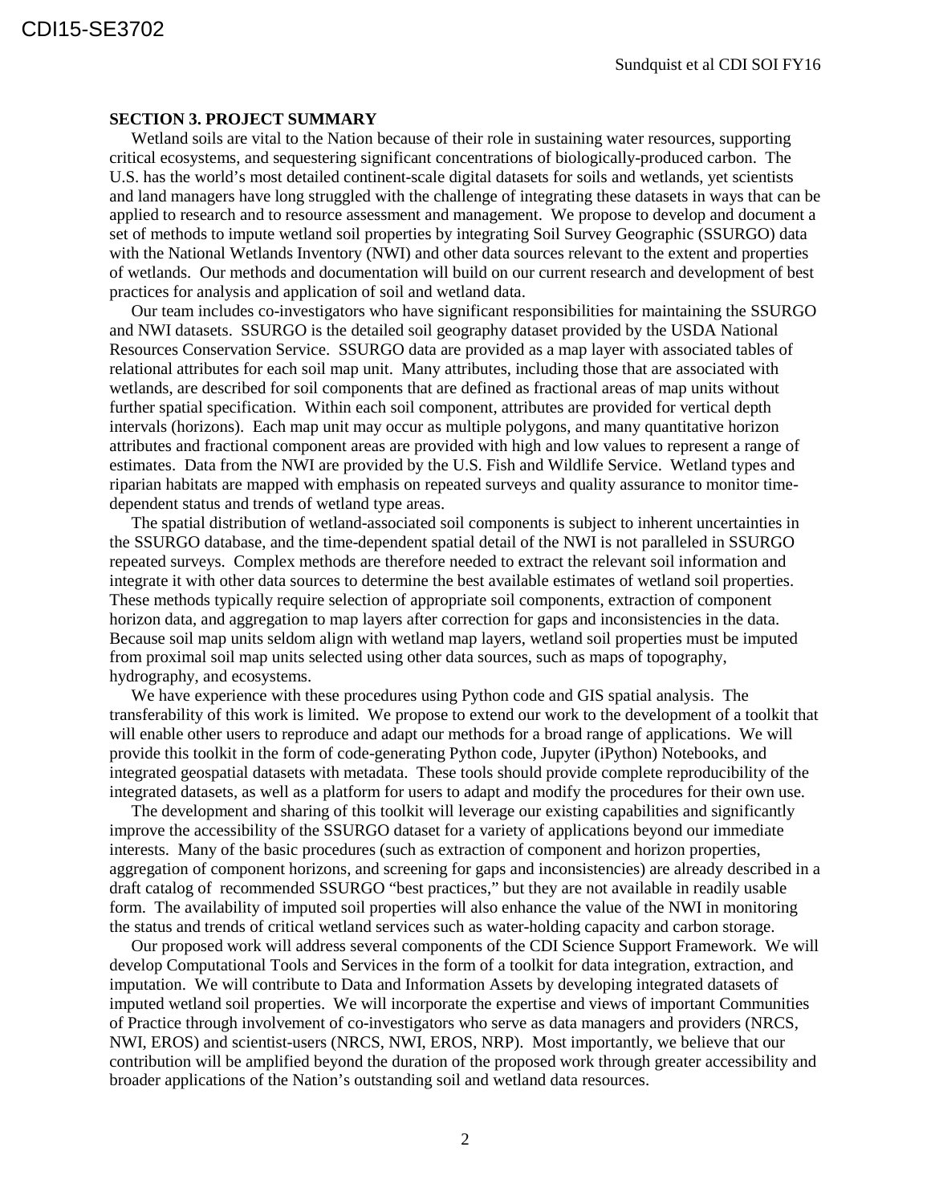## SECTION 3. PROJECT SUMMARY

Wetland soils are vital to the Nation because of their role in sustaining water resources, supporting critical ecosystems, and sequestering significant concentrations of biologically-produced carbon. The U.S. has the world's most detailed continent-scale digital datasets for soils and wetlands, yet scientists and land managers have long struggled with the challenge of integrating these datasets in ways that can be applied to research and to resource assessment and management. We propose to develop and document a set of methods to impute wetland soil properties by integrating Soil Survey Geographic (SSURGO) data with the National Wetlands Inventory (NWI) and other data sources relevant to the extent and properties of wetlands. Our methods and documentation will build on our current research and development of best practices for analysis and application of soil and wetland data.

Our team includes co-investigators who have significant responsibilities for maintaining the SSURGO and NWI datasets. SSURGO is the detailed soil geography dataset provided by the USDA National Resources Conservation Service. SSURGO data are provided as a map layer with associated tables of relational attributes for each soil map unit. Many attributes, including those that are associated with wetlands, are described for soil components that are defined as fractional areas of map units without further spatial specification. Within each soil component, attributes are provided for vertical depth intervals (horizons). Each map unit may occur as multiple polygons, and many quantitative horizon attributes and fractional component areas are provided with high and low values to represent a range of estimates. Data from the NWI are provided by the U.S. Fish and Wildlife Service. Wetland types and riparian habitats are mapped with emphasis on repeated surveys and quality assurance to monitor time-dependent status and trends of wetland type areas.

The spatial distribution of wetland-associated soil components is subject to inherent uncertainties in the SSURGO database, and the time-dependent spatial detail of the NWI is not paralleled in SSURGO repeated surveys. Complex methods are therefore needed to extract the relevant soil information and integrate it with other data sources to determine the best available estimates of wetland soil properties. These methods typically require selection of appropriate soil components, extraction of component horizon data, and aggregation to map layers after correction for gaps and inconsistencies in the data. Because soil map units seldom align with wetland map layers, wetland soil properties must be imputed from proximal soil map units selected using other data sources, such as maps of topography, hydrography, and ecosystems.

We have experience with these procedures using Python code and GIS spatial analysis. The transferability of this work is limited. We propose to extend our work to the development of a toolkit that will enable other users to reproduce and adapt our methods for a broad range of applications. We will provide this toolkit in the form of code-generating Python code, Jupyter (iPython) Notebooks, and integrated geospatial datasets with metadata. These tools should provide complete reproducibility of the integrated datasets, as well as a platform for users to adapt and modify the procedures for their own use.

The development and sharing of this toolkit will leverage our existing capabilities and significantly improve the accessibility of the SSURGO dataset for a variety of applications beyond our immediate interests. Many of the basic procedures (such as extraction of component and horizon properties, aggregation of component horizons, and screening for gaps and inconsistencies) are already described in a draft catalog of recommended SSURGO "best practices," but they are not available in readily usable form. The availability of imputed soil properties will also enhance the value of the NWI in monitoring the status and trends of critical wetland services such as water-holding capacity and carbon storage.

Our proposed work will address several components of the CDI Science Support Framework. We will develop Computational Tools and Services in the form of a toolkit for data integration, extraction, and imputation. We will contribute to Data and Information Assets by developing integrated datasets of imputed wetland soil properties. We will incorporate the expertise and views of important Communities of Practice through involvement of co-investigators who serve as data managers and providers (NRCS, NWI, EROS) and scientist-users (NRCS, NWI, EROS, NRP). Most importantly, we believe that our contribution will be amplified beyond the duration of the proposed work through greater accessibility and broader applications of the Nation's outstanding soil and wetland data resources.